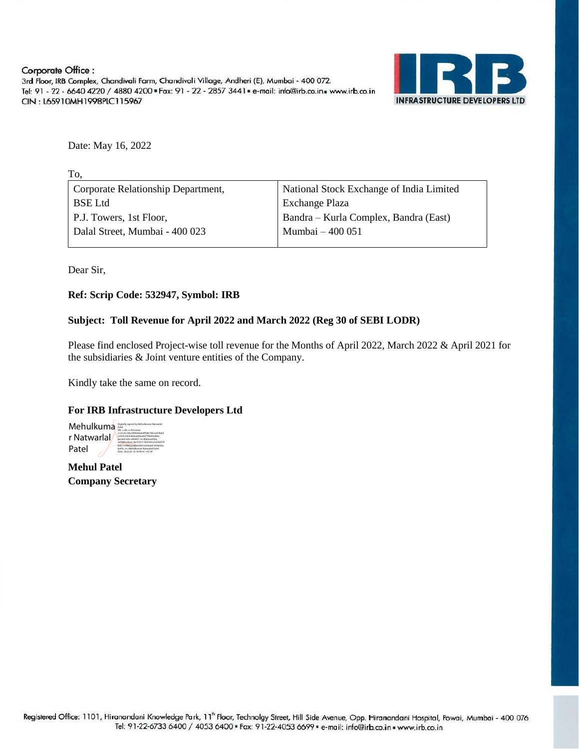Corporate Office :
3rd Floor, IRB Complex, Chandivali Farm, Chandivali Village, Andheri (E), Mumbai - 400 072.
Tel: 91 - 22 - 6640 4220 / 4880 4200 ▪ Fax: 91 - 22 - 2857 3441 ▪ e-mail: info@irb.co.in ▪ www.irb.co.in
CIN : L65910MH1998PLC115967

IRB INFRASTRUCTURE DEVELOPERS LTD

Date: May 16, 2022

To,

| Corporate Relationship Department, BSE Ltd P.J. Towers, 1st Floor, Dalal Street, Mumbai - 400 023 | National Stock Exchange of India Limited Exchange Plaza Bandra – Kurla Complex, Bandra (East) Mumbai – 400 051 |
|---|---|

Dear Sir,

**Ref: Scrip Code: 532947, Symbol: IRB**

**Subject: Toll Revenue for April 2022 and March 2022 (Reg 30 of SEBI LODR)**

Please find enclosed Project-wise toll revenue for the Months of April 2022, March 2022 & April 2021 for the subsidiaries & Joint venture entities of the Company.

Kindly take the same on record.

**For IRB Infrastructure Developers Ltd**

Mehulkumar Natwarlal Patel

**Mehul Patel**
**Company Secretary**

Registered Office: 1101, Hiranandani Knowledge Park, 11th Floor, Technolgy Street, Hill Side Avenue, Opp. Hiranandani Hospital, Powai, Mumbai - 400 076
Tel: 91-22-6733 6400 / 4053 6400 ▪ Fax: 91-22-4053 6699 ▪ e-mail: info@irb.co.in ▪ www.irb.co.in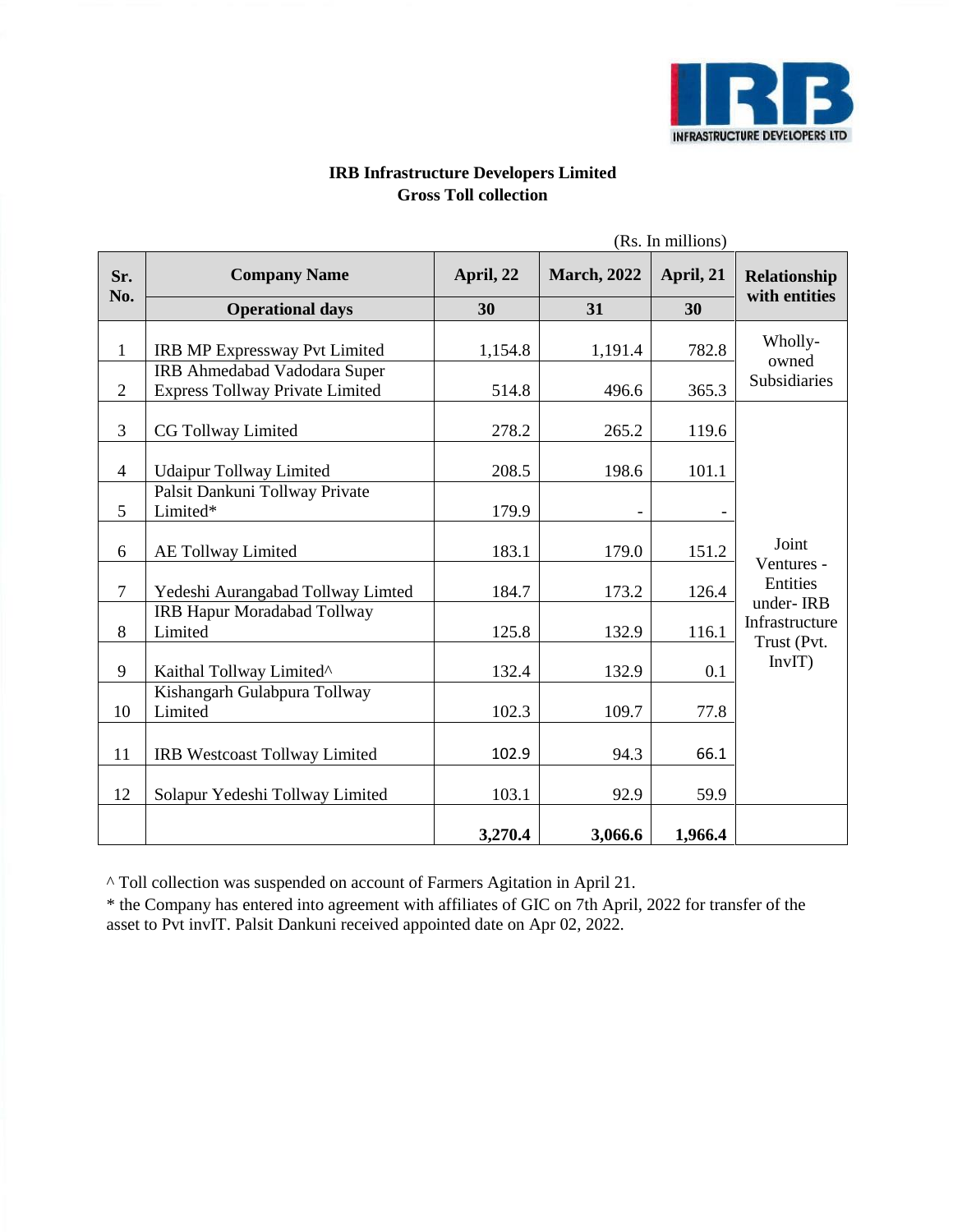**IRB Infrastructure Developers Limited**
**Gross Toll collection**

(Rs. In millions)

| Sr. No. | Company Name | April, 22 | March, 2022 | April, 21 | Relationship with entities |
|---|---|---|---|---|---|
| | **Operational days** | **30** | **31** | **30** | |
| 1 | IRB MP Expressway Pvt Limited | 1,154.8 | 1,191.4 | 782.8 | Wholly-owned Subsidiaries |
| 2 | IRB Ahmedabad Vadodara Super Express Tollway Private Limited | 514.8 | 496.6 | 365.3 | |
| 3 | CG Tollway Limited | 278.2 | 265.2 | 119.6 | Joint Ventures - Entities under- IRB Infrastructure Trust (Pvt. InvIT) |
| 4 | Udaipur Tollway Limited | 208.5 | 198.6 | 101.1 | |
| 5 | Palsit Dankuni Tollway Private Limited* | 179.9 | - | - | |
| 6 | AE Tollway Limited | 183.1 | 179.0 | 151.2 | |
| 7 | Yedeshi Aurangabad Tollway Limted | 184.7 | 173.2 | 126.4 | |
| 8 | IRB Hapur Moradabad Tollway Limited | 125.8 | 132.9 | 116.1 | |
| 9 | Kaithal Tollway Limited^ | 132.4 | 132.9 | 0.1 | |
| 10 | Kishangarh Gulabpura Tollway Limited | 102.3 | 109.7 | 77.8 | |
| 11 | IRB Westcoast Tollway Limited | 102.9 | 94.3 | 66.1 | |
| 12 | Solapur Yedeshi Tollway Limited | 103.1 | 92.9 | 59.9 | |
| | | **3,270.4** | **3,066.6** | **1,966.4** | |

^ Toll collection was suspended on account of Farmers Agitation in April 21.

* the Company has entered into agreement with affiliates of GIC on 7th April, 2022 for transfer of the asset to Pvt invIT. Palsit Dankuni received appointed date on Apr 02, 2022.